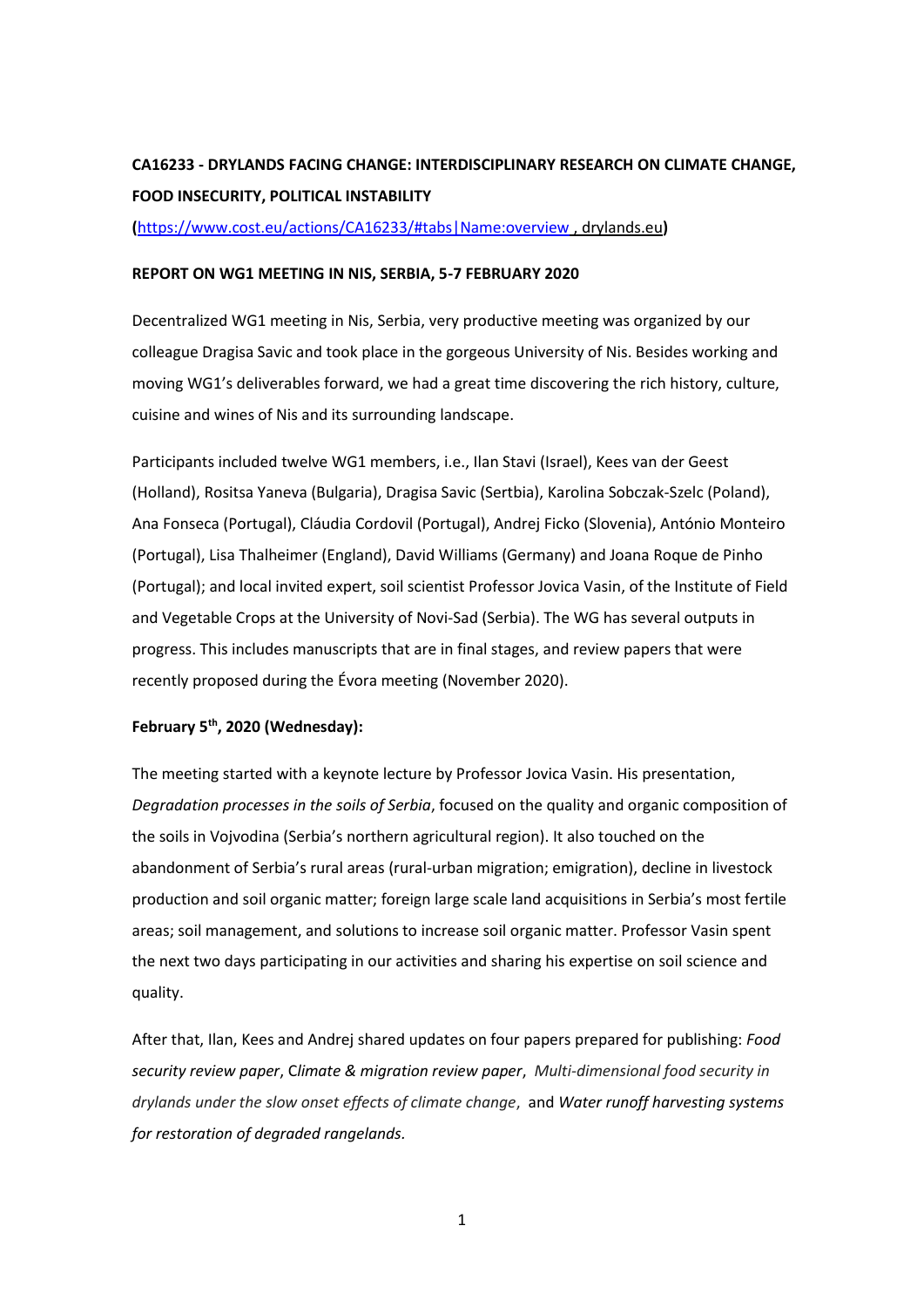**CA16233 - DRYLANDS FACING CHANGE: INTERDISCIPLINARY RESEARCH ON CLIMATE CHANGE, FOOD INSECURITY, POLITICAL INSTABILITY**

**(**https://www.cost.eu/actions/CA16233/#tabs|Name:overview , drylands.eu**)**

**REPORT ON WG1 MEETING IN NIS, SERBIA, 5-7 FEBRUARY 2020**

Decentralized WG1 meeting in Nis, Serbia, very productive meeting was organized by our colleague Dragisa Savic and took place in the gorgeous University of Nis. Besides working and moving WG1's deliverables forward, we had a great time discovering the rich history, culture, cuisine and wines of Nis and its surrounding landscape.

Participants included twelve WG1 members, i.e., Ilan Stavi (Israel), Kees van der Geest (Holland), Rositsa Yaneva (Bulgaria), Dragisa Savic (Sertbia), Karolina Sobczak-Szelc (Poland), Ana Fonseca (Portugal), Cláudia Cordovil (Portugal), Andrej Ficko (Slovenia), António Monteiro (Portugal), Lisa Thalheimer (England), David Williams (Germany) and Joana Roque de Pinho (Portugal); and local invited expert, soil scientist Professor Jovica Vasin, of the Institute of Field and Vegetable Crops at the University of Novi-Sad (Serbia). The WG has several outputs in progress. This includes manuscripts that are in final stages, and review papers that were recently proposed during the Évora meeting (November 2020).

**February 5th, 2020 (Wednesday):**

The meeting started with a keynote lecture by Professor Jovica Vasin. His presentation, *Degradation processes in the soils of Serbia*, focused on the quality and organic composition of the soils in Vojvodina (Serbia's northern agricultural region). It also touched on the abandonment of Serbia's rural areas (rural-urban migration; emigration), decline in livestock production and soil organic matter; foreign large scale land acquisitions in Serbia's most fertile areas; soil management, and solutions to increase soil organic matter. Professor Vasin spent the next two days participating in our activities and sharing his expertise on soil science and quality.

After that, Ilan, Kees and Andrej shared updates on four papers prepared for publishing: *Food security review paper*, C*limate & migration review paper*, *Multi-dimensional food security in drylands under the slow onset effects of climate change*, and *Water runoff harvesting systems for restoration of degraded rangelands.*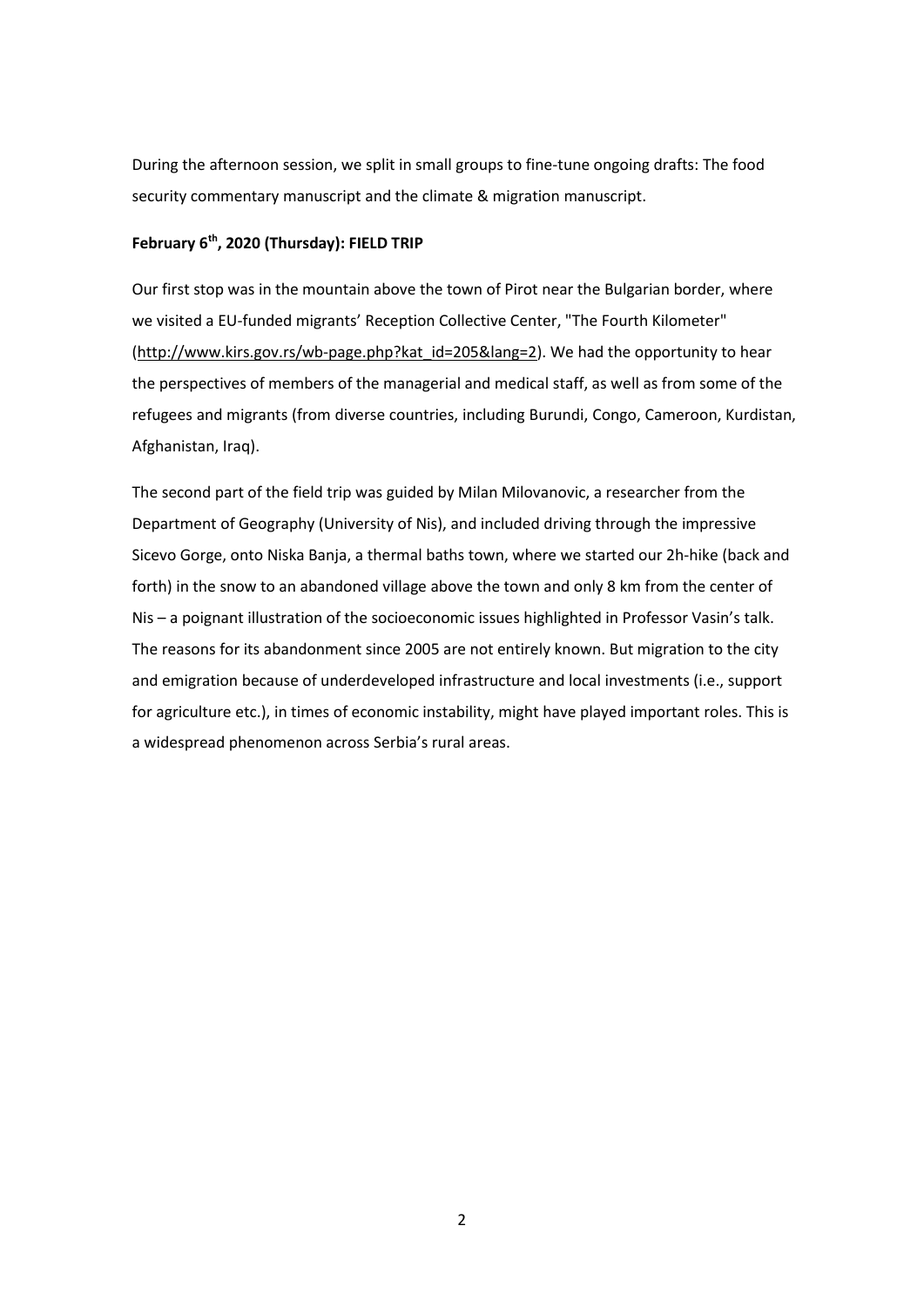During the afternoon session, we split in small groups to fine-tune ongoing drafts: The food security commentary manuscript and the climate & migration manuscript.

**February 6th, 2020 (Thursday): FIELD TRIP**

Our first stop was in the mountain above the town of Pirot near the Bulgarian border, where we visited a EU-funded migrants' Reception Collective Center, "The Fourth Kilometer" (http://www.kirs.gov.rs/wb-page.php?kat_id=205&lang=2). We had the opportunity to hear the perspectives of members of the managerial and medical staff, as well as from some of the refugees and migrants (from diverse countries, including Burundi, Congo, Cameroon, Kurdistan, Afghanistan, Iraq).

The second part of the field trip was guided by Milan Milovanovic, a researcher from the Department of Geography (University of Nis), and included driving through the impressive Sicevo Gorge, onto Niska Banja, a thermal baths town, where we started our 2h-hike (back and forth) in the snow to an abandoned village above the town and only 8 km from the center of Nis – a poignant illustration of the socioeconomic issues highlighted in Professor Vasin's talk. The reasons for its abandonment since 2005 are not entirely known. But migration to the city and emigration because of underdeveloped infrastructure and local investments (i.e., support for agriculture etc.), in times of economic instability, might have played important roles. This is a widespread phenomenon across Serbia's rural areas.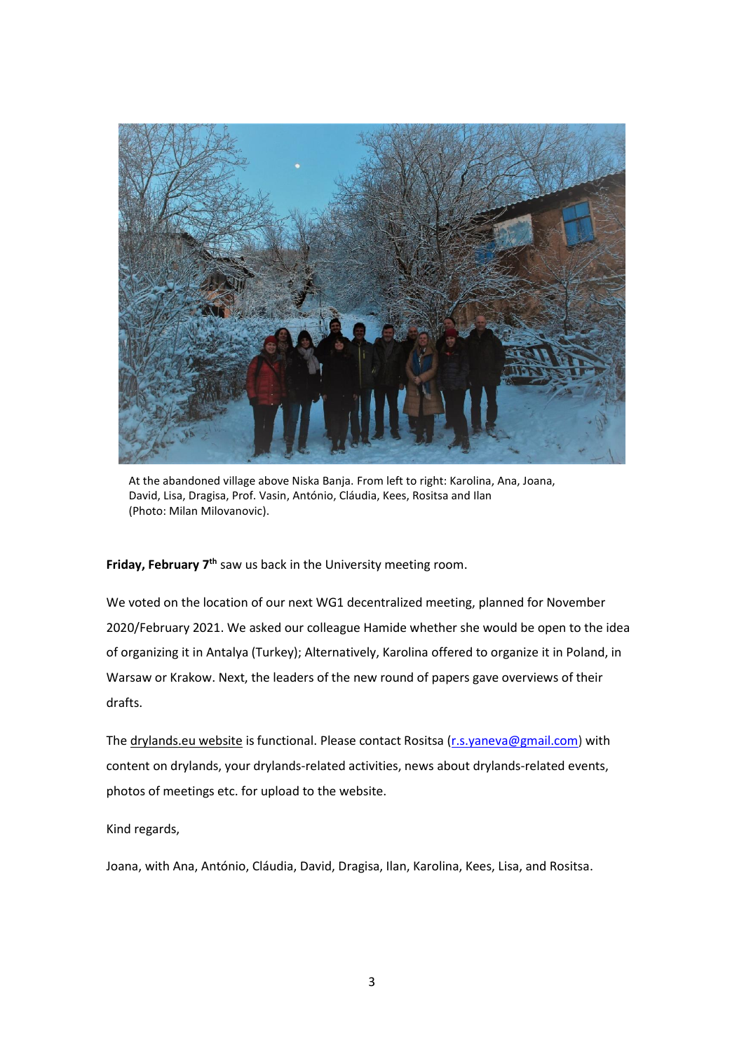At the abandoned village above Niska Banja. From left to right: Karolina, Ana, Joana, David, Lisa, Dragisa, Prof. Vasin, António, Cláudia, Kees, Rositsa and Ilan (Photo: Milan Milovanovic).

**Friday, February 7th** saw us back in the University meeting room.

We voted on the location of our next WG1 decentralized meeting, planned for November 2020/February 2021. We asked our colleague Hamide whether she would be open to the idea of organizing it in Antalya (Turkey); Alternatively, Karolina offered to organize it in Poland, in Warsaw or Krakow. Next, the leaders of the new round of papers gave overviews of their drafts.

The drylands.eu website is functional. Please contact Rositsa (r.s.yaneva@gmail.com) with content on drylands, your drylands-related activities, news about drylands-related events, photos of meetings etc. for upload to the website.

Kind regards,

Joana, with Ana, António, Cláudia, David, Dragisa, Ilan, Karolina, Kees, Lisa, and Rositsa.